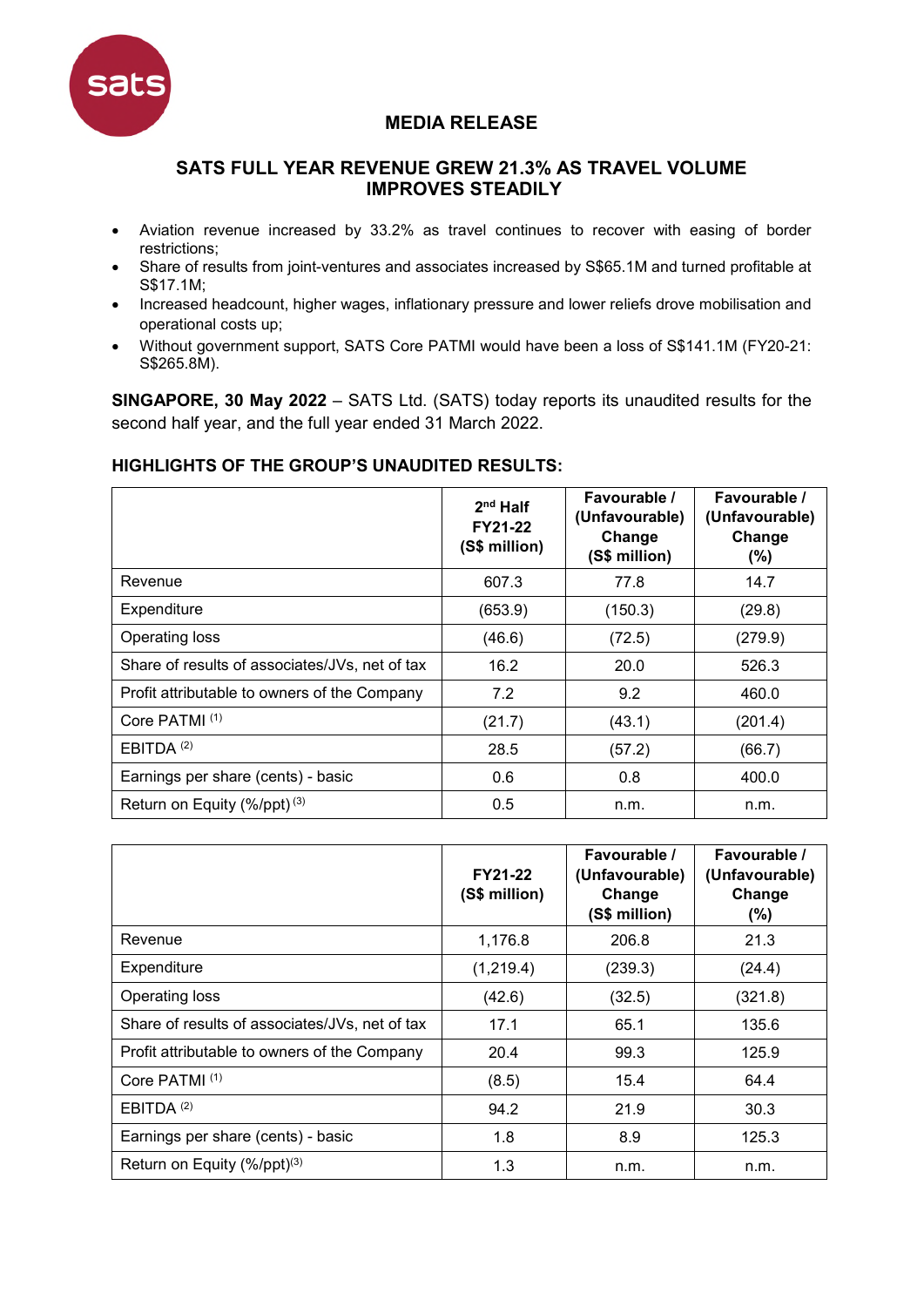# MEDIA RELEASE

## SATS FULL YEAR REVENUE GREW 21.3% AS TRAVEL VOLUME IMPROVES STEADILY

- Aviation revenue increased by 33.2% as travel continues to recover with easing of border restrictions;
- Share of results from joint-ventures and associates increased by S$65.1M and turned profitable at S$17.1M;
- Increased headcount, higher wages, inflationary pressure and lower reliefs drove mobilisation and operational costs up;
- Without government support, SATS Core PATMI would have been a loss of S$141.1M (FY20-21: S$265.8M).

**SINGAPORE, 30 May 2022** – SATS Ltd. (SATS) today reports its unaudited results for the second half year, and the full year ended 31 March 2022.

### HIGHLIGHTS OF THE GROUP'S UNAUDITED RESULTS:

| | 2nd Half FY21-22 (S$ million) | Favourable / (Unfavourable) Change (S$ million) | Favourable / (Unfavourable) Change (%) |
|---|---|---|---|
| Revenue | 607.3 | 77.8 | 14.7 |
| Expenditure | (653.9) | (150.3) | (29.8) |
| Operating loss | (46.6) | (72.5) | (279.9) |
| Share of results of associates/JVs, net of tax | 16.2 | 20.0 | 526.3 |
| Profit attributable to owners of the Company | 7.2 | 9.2 | 460.0 |
| Core PATMI [(1)] | (21.7) | (43.1) | (201.4) |
| EBITDA [(2)] | 28.5 | (57.2) | (66.7) |
| Earnings per share (cents) - basic | 0.6 | 0.8 | 400.0 |
| Return on Equity (%/ppt) [(3)] | 0.5 | n.m. | n.m. |

| | FY21-22 (S$ million) | Favourable / (Unfavourable) Change (S$ million) | Favourable / (Unfavourable) Change (%) |
|---|---|---|---|
| Revenue | 1,176.8 | 206.8 | 21.3 |
| Expenditure | (1,219.4) | (239.3) | (24.4) |
| Operating loss | (42.6) | (32.5) | (321.8) |
| Share of results of associates/JVs, net of tax | 17.1 | 65.1 | 135.6 |
| Profit attributable to owners of the Company | 20.4 | 99.3 | 125.9 |
| Core PATMI [(1)] | (8.5) | 15.4 | 64.4 |
| EBITDA [(2)] | 94.2 | 21.9 | 30.3 |
| Earnings per share (cents) - basic | 1.8 | 8.9 | 125.3 |
| Return on Equity (%/ppt)[(3)] | 1.3 | n.m. | n.m. |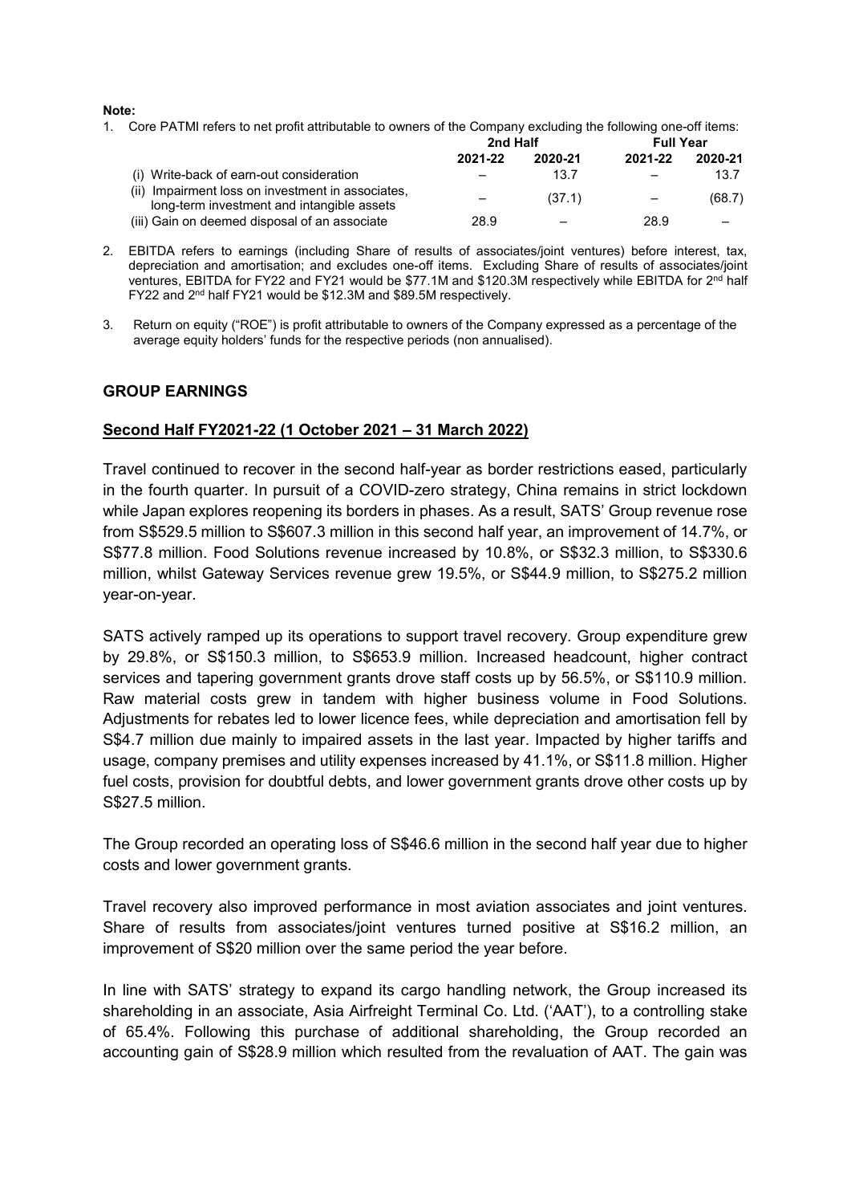**Note:**

1. Core PATMI refers to net profit attributable to owners of the Company excluding the following one-off items:

| | 2nd Half | | Full Year | |
|---|---|---|---|---|
| | 2021-22 | 2020-21 | 2021-22 | 2020-21 |
| (i) Write-back of earn-out consideration | – | 13.7 | – | 13.7 |
| (ii) Impairment loss on investment in associates, long-term investment and intangible assets | – | (37.1) | – | (68.7) |
| (iii) Gain on deemed disposal of an associate | 28.9 | – | 28.9 | – |

2. EBITDA refers to earnings (including Share of results of associates/joint ventures) before interest, tax, depreciation and amortisation; and excludes one-off items. Excluding Share of results of associates/joint ventures, EBITDA for FY22 and FY21 would be $77.1M and $120.3M respectively while EBITDA for 2nd half FY22 and 2nd half FY21 would be $12.3M and $89.5M respectively.

3. Return on equity ("ROE") is profit attributable to owners of the Company expressed as a percentage of the average equity holders' funds for the respective periods (non annualised).

## GROUP EARNINGS

### Second Half FY2021-22 (1 October 2021 – 31 March 2022)

Travel continued to recover in the second half-year as border restrictions eased, particularly in the fourth quarter. In pursuit of a COVID-zero strategy, China remains in strict lockdown while Japan explores reopening its borders in phases. As a result, SATS' Group revenue rose from S$529.5 million to S$607.3 million in this second half year, an improvement of 14.7%, or S$77.8 million. Food Solutions revenue increased by 10.8%, or S$32.3 million, to S$330.6 million, whilst Gateway Services revenue grew 19.5%, or S$44.9 million, to S$275.2 million year-on-year.

SATS actively ramped up its operations to support travel recovery. Group expenditure grew by 29.8%, or S$150.3 million, to S$653.9 million. Increased headcount, higher contract services and tapering government grants drove staff costs up by 56.5%, or S$110.9 million. Raw material costs grew in tandem with higher business volume in Food Solutions. Adjustments for rebates led to lower licence fees, while depreciation and amortisation fell by S$4.7 million due mainly to impaired assets in the last year. Impacted by higher tariffs and usage, company premises and utility expenses increased by 41.1%, or S$11.8 million. Higher fuel costs, provision for doubtful debts, and lower government grants drove other costs up by S$27.5 million.

The Group recorded an operating loss of S$46.6 million in the second half year due to higher costs and lower government grants.

Travel recovery also improved performance in most aviation associates and joint ventures. Share of results from associates/joint ventures turned positive at S$16.2 million, an improvement of S$20 million over the same period the year before.

In line with SATS' strategy to expand its cargo handling network, the Group increased its shareholding in an associate, Asia Airfreight Terminal Co. Ltd. ('AAT'), to a controlling stake of 65.4%. Following this purchase of additional shareholding, the Group recorded an accounting gain of S$28.9 million which resulted from the revaluation of AAT. The gain was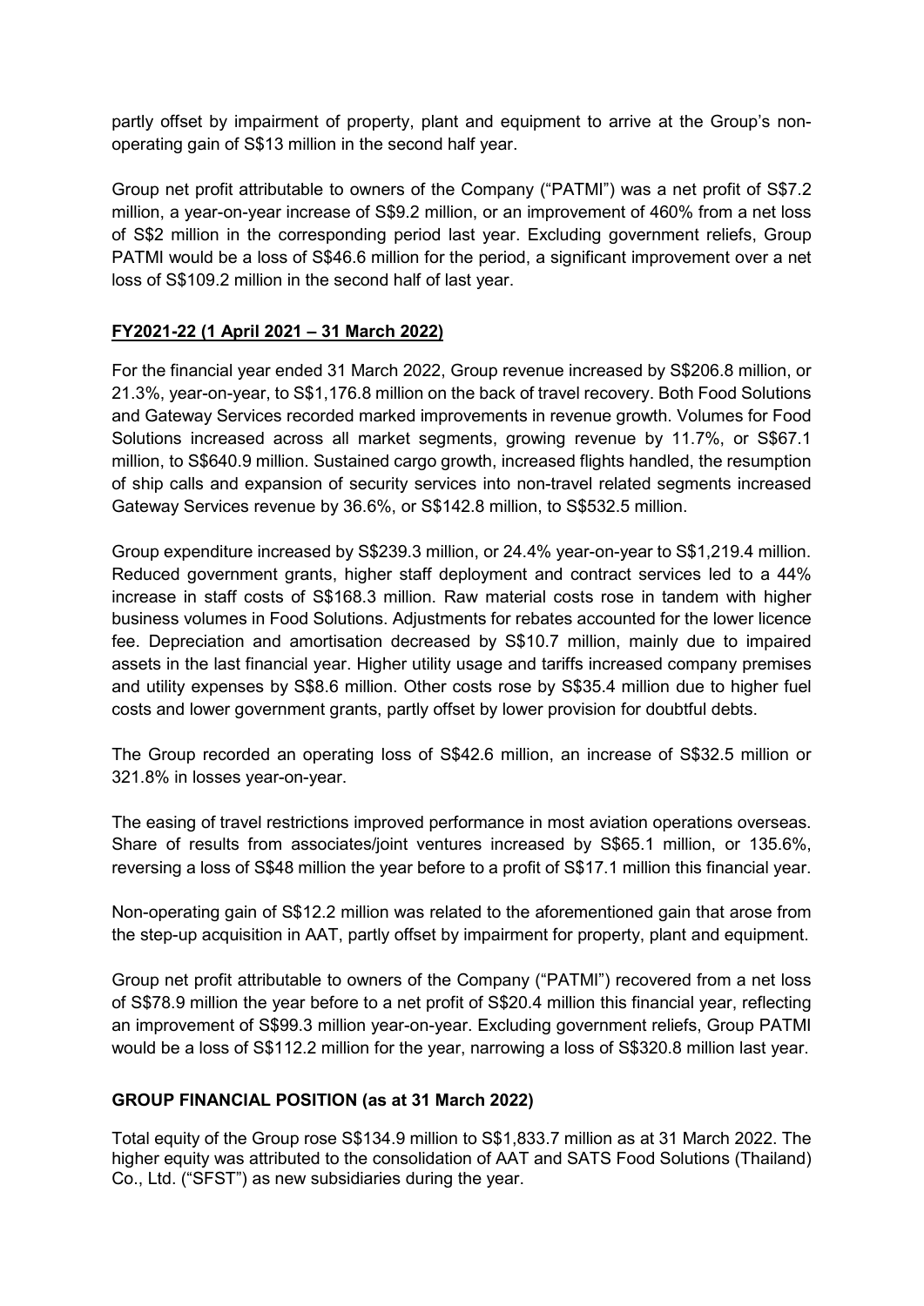partly offset by impairment of property, plant and equipment to arrive at the Group's non-operating gain of S$13 million in the second half year.

Group net profit attributable to owners of the Company ("PATMI") was a net profit of S$7.2 million, a year-on-year increase of S$9.2 million, or an improvement of 460% from a net loss of S$2 million in the corresponding period last year. Excluding government reliefs, Group PATMI would be a loss of S$46.6 million for the period, a significant improvement over a net loss of S$109.2 million in the second half of last year.

## FY2021-22 (1 April 2021 – 31 March 2022)

For the financial year ended 31 March 2022, Group revenue increased by S$206.8 million, or 21.3%, year-on-year, to S$1,176.8 million on the back of travel recovery. Both Food Solutions and Gateway Services recorded marked improvements in revenue growth. Volumes for Food Solutions increased across all market segments, growing revenue by 11.7%, or S$67.1 million, to S$640.9 million. Sustained cargo growth, increased flights handled, the resumption of ship calls and expansion of security services into non-travel related segments increased Gateway Services revenue by 36.6%, or S$142.8 million, to S$532.5 million.

Group expenditure increased by S$239.3 million, or 24.4% year-on-year to S$1,219.4 million. Reduced government grants, higher staff deployment and contract services led to a 44% increase in staff costs of S$168.3 million. Raw material costs rose in tandem with higher business volumes in Food Solutions. Adjustments for rebates accounted for the lower licence fee. Depreciation and amortisation decreased by S$10.7 million, mainly due to impaired assets in the last financial year. Higher utility usage and tariffs increased company premises and utility expenses by S$8.6 million. Other costs rose by S$35.4 million due to higher fuel costs and lower government grants, partly offset by lower provision for doubtful debts.

The Group recorded an operating loss of S$42.6 million, an increase of S$32.5 million or 321.8% in losses year-on-year.

The easing of travel restrictions improved performance in most aviation operations overseas. Share of results from associates/joint ventures increased by S$65.1 million, or 135.6%, reversing a loss of S$48 million the year before to a profit of S$17.1 million this financial year.

Non-operating gain of S$12.2 million was related to the aforementioned gain that arose from the step-up acquisition in AAT, partly offset by impairment for property, plant and equipment.

Group net profit attributable to owners of the Company ("PATMI") recovered from a net loss of S$78.9 million the year before to a net profit of S$20.4 million this financial year, reflecting an improvement of S$99.3 million year-on-year. Excluding government reliefs, Group PATMI would be a loss of S$112.2 million for the year, narrowing a loss of S$320.8 million last year.

## GROUP FINANCIAL POSITION (as at 31 March 2022)

Total equity of the Group rose S$134.9 million to S$1,833.7 million as at 31 March 2022. The higher equity was attributed to the consolidation of AAT and SATS Food Solutions (Thailand) Co., Ltd. ("SFST") as new subsidiaries during the year.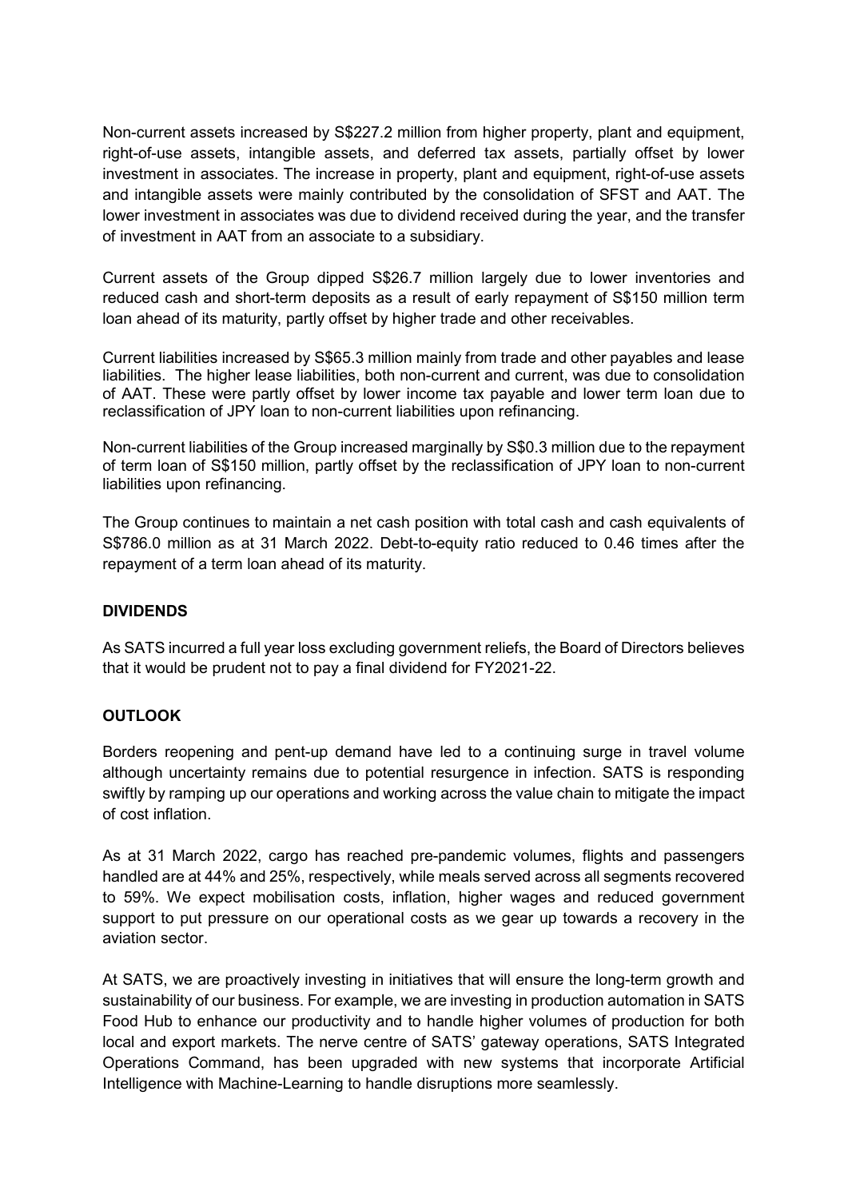Non-current assets increased by S$227.2 million from higher property, plant and equipment, right-of-use assets, intangible assets, and deferred tax assets, partially offset by lower investment in associates. The increase in property, plant and equipment, right-of-use assets and intangible assets were mainly contributed by the consolidation of SFST and AAT. The lower investment in associates was due to dividend received during the year, and the transfer of investment in AAT from an associate to a subsidiary.

Current assets of the Group dipped S$26.7 million largely due to lower inventories and reduced cash and short-term deposits as a result of early repayment of S$150 million term loan ahead of its maturity, partly offset by higher trade and other receivables.

Current liabilities increased by S$65.3 million mainly from trade and other payables and lease liabilities. The higher lease liabilities, both non-current and current, was due to consolidation of AAT. These were partly offset by lower income tax payable and lower term loan due to reclassification of JPY loan to non-current liabilities upon refinancing.

Non-current liabilities of the Group increased marginally by S$0.3 million due to the repayment of term loan of S$150 million, partly offset by the reclassification of JPY loan to non-current liabilities upon refinancing.

The Group continues to maintain a net cash position with total cash and cash equivalents of S$786.0 million as at 31 March 2022. Debt-to-equity ratio reduced to 0.46 times after the repayment of a term loan ahead of its maturity.

**DIVIDENDS**

As SATS incurred a full year loss excluding government reliefs, the Board of Directors believes that it would be prudent not to pay a final dividend for FY2021-22.

**OUTLOOK**

Borders reopening and pent-up demand have led to a continuing surge in travel volume although uncertainty remains due to potential resurgence in infection. SATS is responding swiftly by ramping up our operations and working across the value chain to mitigate the impact of cost inflation.

As at 31 March 2022, cargo has reached pre-pandemic volumes, flights and passengers handled are at 44% and 25%, respectively, while meals served across all segments recovered to 59%. We expect mobilisation costs, inflation, higher wages and reduced government support to put pressure on our operational costs as we gear up towards a recovery in the aviation sector.

At SATS, we are proactively investing in initiatives that will ensure the long-term growth and sustainability of our business. For example, we are investing in production automation in SATS Food Hub to enhance our productivity and to handle higher volumes of production for both local and export markets. The nerve centre of SATS' gateway operations, SATS Integrated Operations Command, has been upgraded with new systems that incorporate Artificial Intelligence with Machine-Learning to handle disruptions more seamlessly.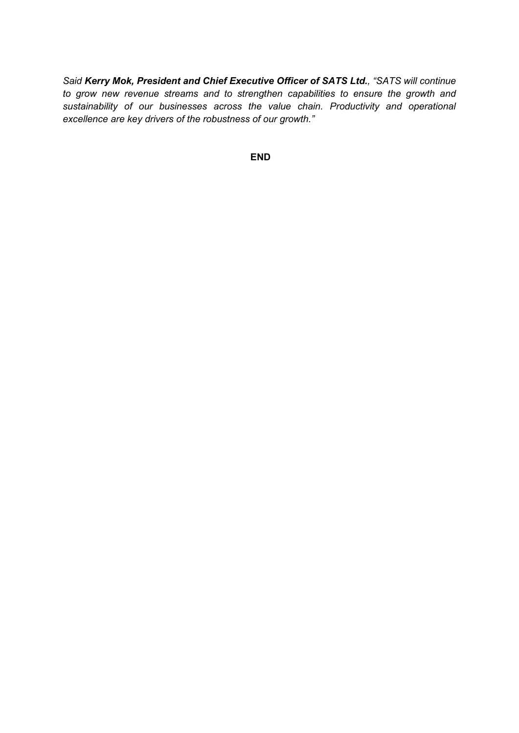*Said **Kerry Mok, President and Chief Executive Officer of SATS Ltd.**, "SATS will continue to grow new revenue streams and to strengthen capabilities to ensure the growth and sustainability of our businesses across the value chain. Productivity and operational excellence are key drivers of the robustness of our growth."*

**END**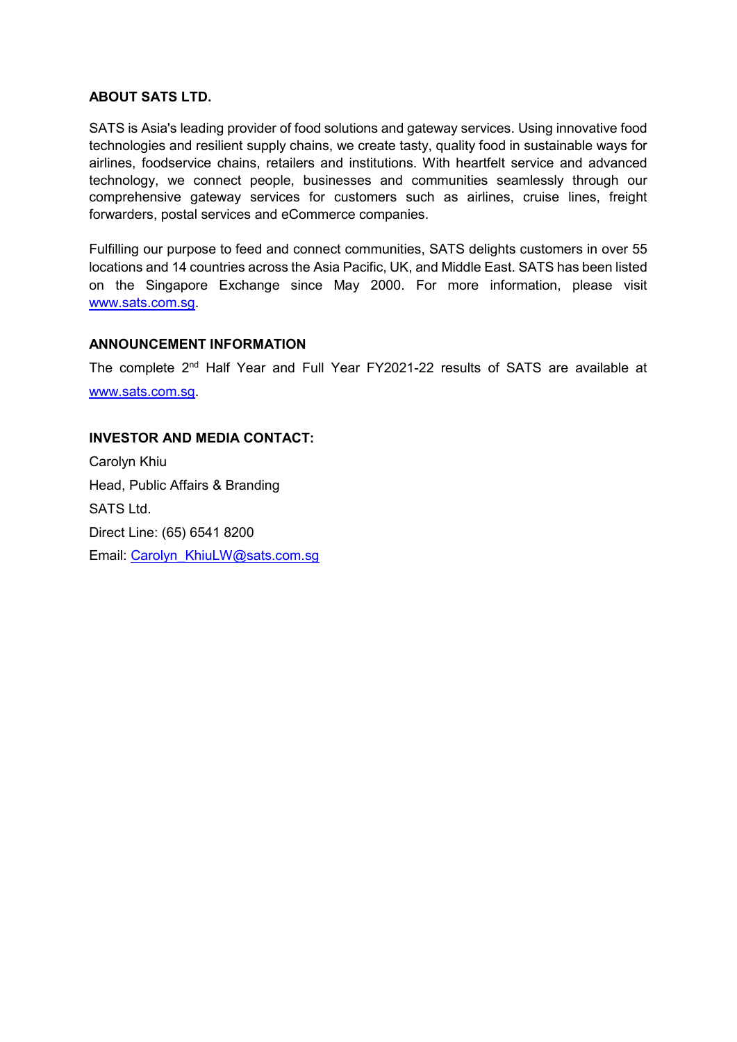**ABOUT SATS LTD.**

SATS is Asia's leading provider of food solutions and gateway services. Using innovative food technologies and resilient supply chains, we create tasty, quality food in sustainable ways for airlines, foodservice chains, retailers and institutions. With heartfelt service and advanced technology, we connect people, businesses and communities seamlessly through our comprehensive gateway services for customers such as airlines, cruise lines, freight forwarders, postal services and eCommerce companies.

Fulfilling our purpose to feed and connect communities, SATS delights customers in over 55 locations and 14 countries across the Asia Pacific, UK, and Middle East. SATS has been listed on the Singapore Exchange since May 2000. For more information, please visit www.sats.com.sg.

**ANNOUNCEMENT INFORMATION**

The complete 2nd Half Year and Full Year FY2021-22 results of SATS are available at www.sats.com.sg.

**INVESTOR AND MEDIA CONTACT:**

Carolyn Khiu
Head, Public Affairs & Branding
SATS Ltd.
Direct Line: (65) 6541 8200
Email: Carolyn_KhiuLW@sats.com.sg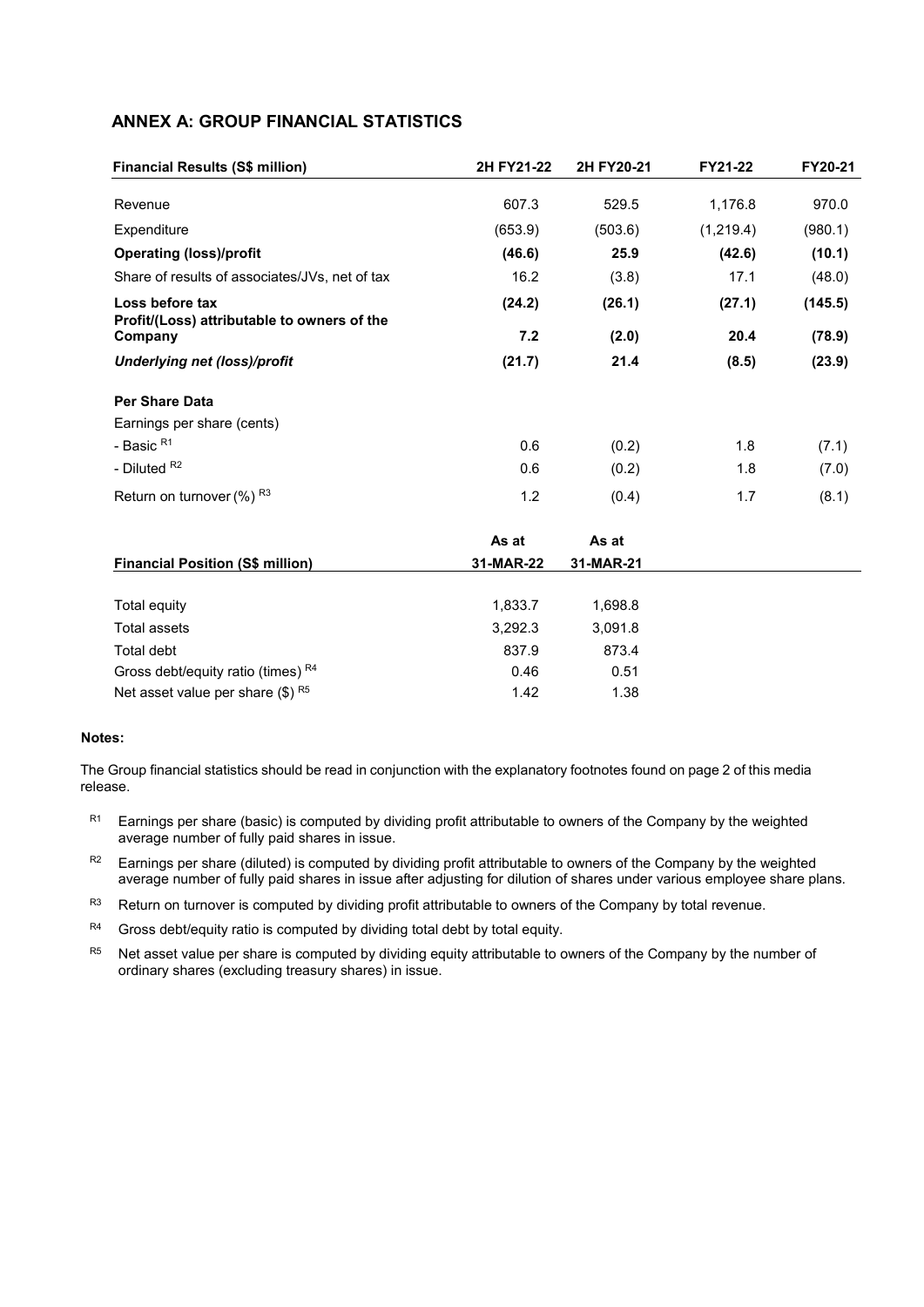## ANNEX A: GROUP FINANCIAL STATISTICS

| Financial Results (S$ million) | 2H FY21-22 | 2H FY20-21 | FY21-22 | FY20-21 |
|---|---|---|---|---|
| Revenue | 607.3 | 529.5 | 1,176.8 | 970.0 |
| Expenditure | (653.9) | (503.6) | (1,219.4) | (980.1) |
| **Operating (loss)/profit** | **(46.6)** | **25.9** | **(42.6)** | **(10.1)** |
| Share of results of associates/JVs, net of tax | 16.2 | (3.8) | 17.1 | (48.0) |
| **Loss before tax** | **(24.2)** | **(26.1)** | **(27.1)** | **(145.5)** |
| **Profit/(Loss) attributable to owners of the Company** | **7.2** | **(2.0)** | **20.4** | **(78.9)** |
| ***Underlying net (loss)/profit*** | **(21.7)** | **21.4** | **(8.5)** | **(23.9)** |
| **Per Share Data** | | | | |
| Earnings per share (cents) | | | | |
| - Basic [R1] | 0.6 | (0.2) | 1.8 | (7.1) |
| - Diluted [R2] | 0.6 | (0.2) | 1.8 | (7.0) |
| Return on turnover (%) [R3] | 1.2 | (0.4) | 1.7 | (8.1) |

| Financial Position (S$ million) | As at 31-MAR-22 | As at 31-MAR-21 |
|---|---|---|
| Total equity | 1,833.7 | 1,698.8 |
| Total assets | 3,292.3 | 3,091.8 |
| Total debt | 837.9 | 873.4 |
| Gross debt/equity ratio (times) [R4] | 0.46 | 0.51 |
| Net asset value per share ($) [R5] | 1.42 | 1.38 |

**Notes:**

The Group financial statistics should be read in conjunction with the explanatory footnotes found on page 2 of this media release.

[R1] Earnings per share (basic) is computed by dividing profit attributable to owners of the Company by the weighted average number of fully paid shares in issue.

[R2] Earnings per share (diluted) is computed by dividing profit attributable to owners of the Company by the weighted average number of fully paid shares in issue after adjusting for dilution of shares under various employee share plans.

[R3] Return on turnover is computed by dividing profit attributable to owners of the Company by total revenue.

[R4] Gross debt/equity ratio is computed by dividing total debt by total equity.

[R5] Net asset value per share is computed by dividing equity attributable to owners of the Company by the number of ordinary shares (excluding treasury shares) in issue.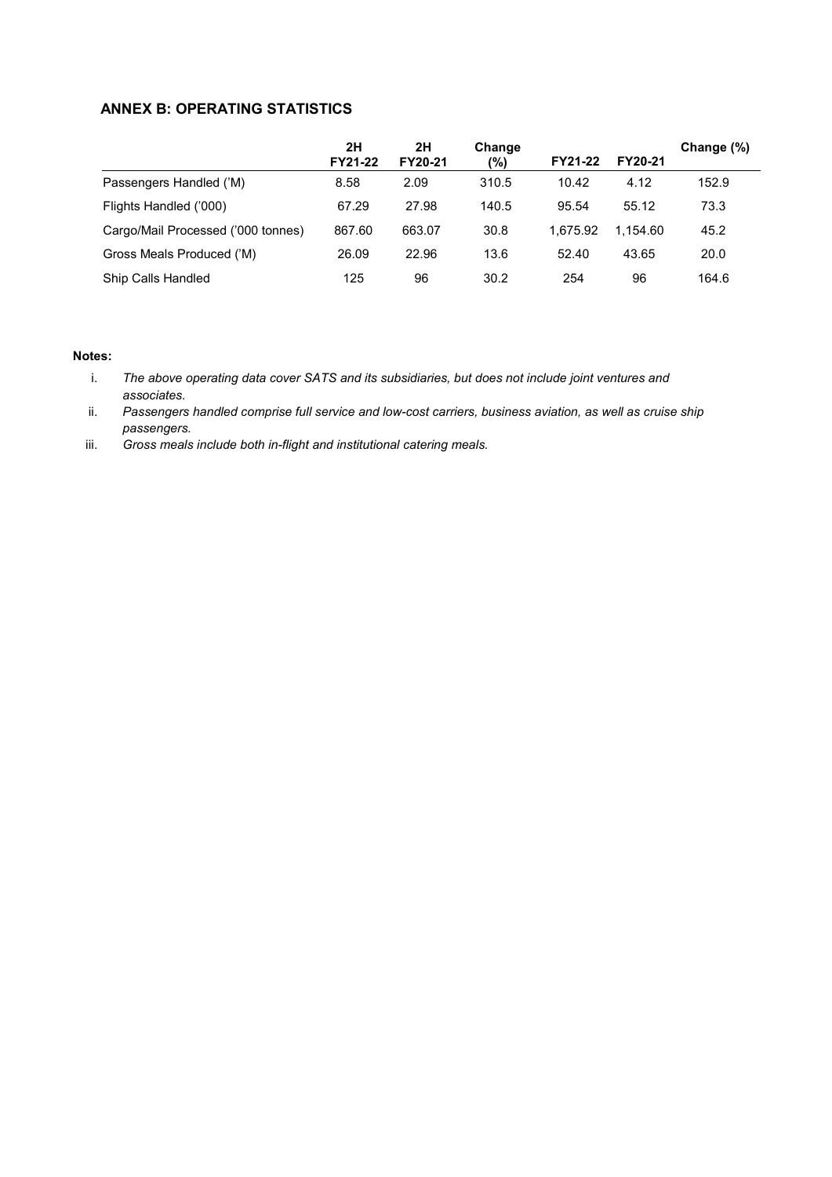## ANNEX B: OPERATING STATISTICS

| | 2H FY21-22 | 2H FY20-21 | Change (%) | FY21-22 | FY20-21 | Change (%) |
|---|---|---|---|---|---|---|
| Passengers Handled ('M) | 8.58 | 2.09 | 310.5 | 10.42 | 4.12 | 152.9 |
| Flights Handled ('000) | 67.29 | 27.98 | 140.5 | 95.54 | 55.12 | 73.3 |
| Cargo/Mail Processed ('000 tonnes) | 867.60 | 663.07 | 30.8 | 1,675.92 | 1,154.60 | 45.2 |
| Gross Meals Produced ('M) | 26.09 | 22.96 | 13.6 | 52.40 | 43.65 | 20.0 |
| Ship Calls Handled | 125 | 96 | 30.2 | 254 | 96 | 164.6 |

**Notes:**

i. *The above operating data cover SATS and its subsidiaries, but does not include joint ventures and associates.*

ii. *Passengers handled comprise full service and low-cost carriers, business aviation, as well as cruise ship passengers.*

iii. *Gross meals include both in-flight and institutional catering meals.*